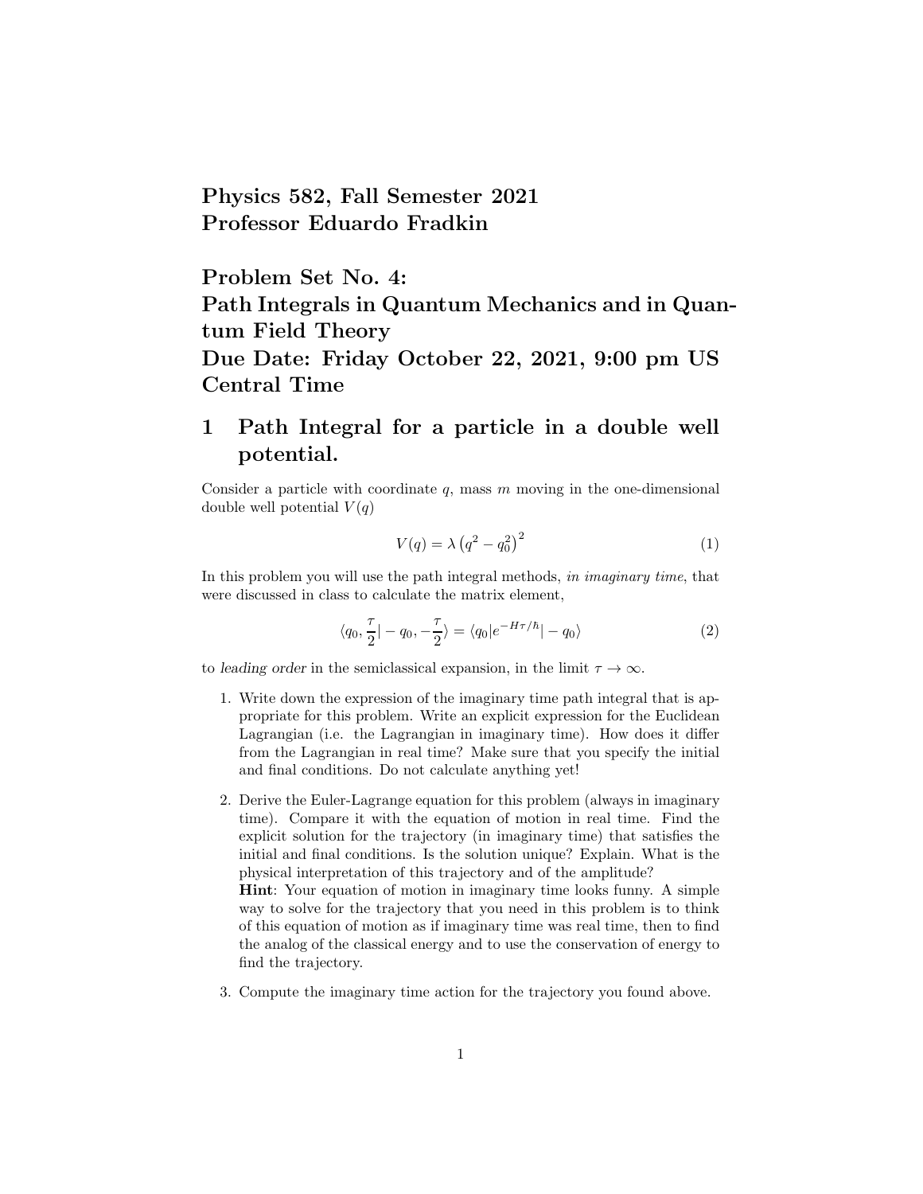**Physics 582, Fall Semester 2021**
**Professor Eduardo Fradkin**

**Problem Set No. 4:**
**Path Integrals in Quantum Mechanics and in Quantum Field Theory**
**Due Date: Friday October 22, 2021, 9:00 pm US Central Time**

# 1 Path Integral for a particle in a double well potential.

Consider a particle with coordinate $q$, mass $m$ moving in the one-dimensional double well potential $V(q)$

$$V(q) = \lambda \left(q^2 - q_0^2\right)^2 \tag{1}$$

In this problem you will use the path integral methods, *in imaginary time*, that were discussed in class to calculate the matrix element,

$$\langle q_0, \frac{\tau}{2} | - q_0, -\frac{\tau}{2} \rangle = \langle q_0 | e^{-H\tau/\hbar} | - q_0 \rangle \tag{2}$$

to *leading order* in the semiclassical expansion, in the limit $\tau \to \infty$.

1. Write down the expression of the imaginary time path integral that is appropriate for this problem. Write an explicit expression for the Euclidean Lagrangian (i.e. the Lagrangian in imaginary time). How does it differ from the Lagrangian in real time? Make sure that you specify the initial and final conditions. Do not calculate anything yet!

2. Derive the Euler-Lagrange equation for this problem (always in imaginary time). Compare it with the equation of motion in real time. Find the explicit solution for the trajectory (in imaginary time) that satisfies the initial and final conditions. Is the solution unique? Explain. What is the physical interpretation of this trajectory and of the amplitude?
   **Hint**: Your equation of motion in imaginary time looks funny. A simple way to solve for the trajectory that you need in this problem is to think of this equation of motion as if imaginary time was real time, then to find the analog of the classical energy and to use the conservation of energy to find the trajectory.

3. Compute the imaginary time action for the trajectory you found above.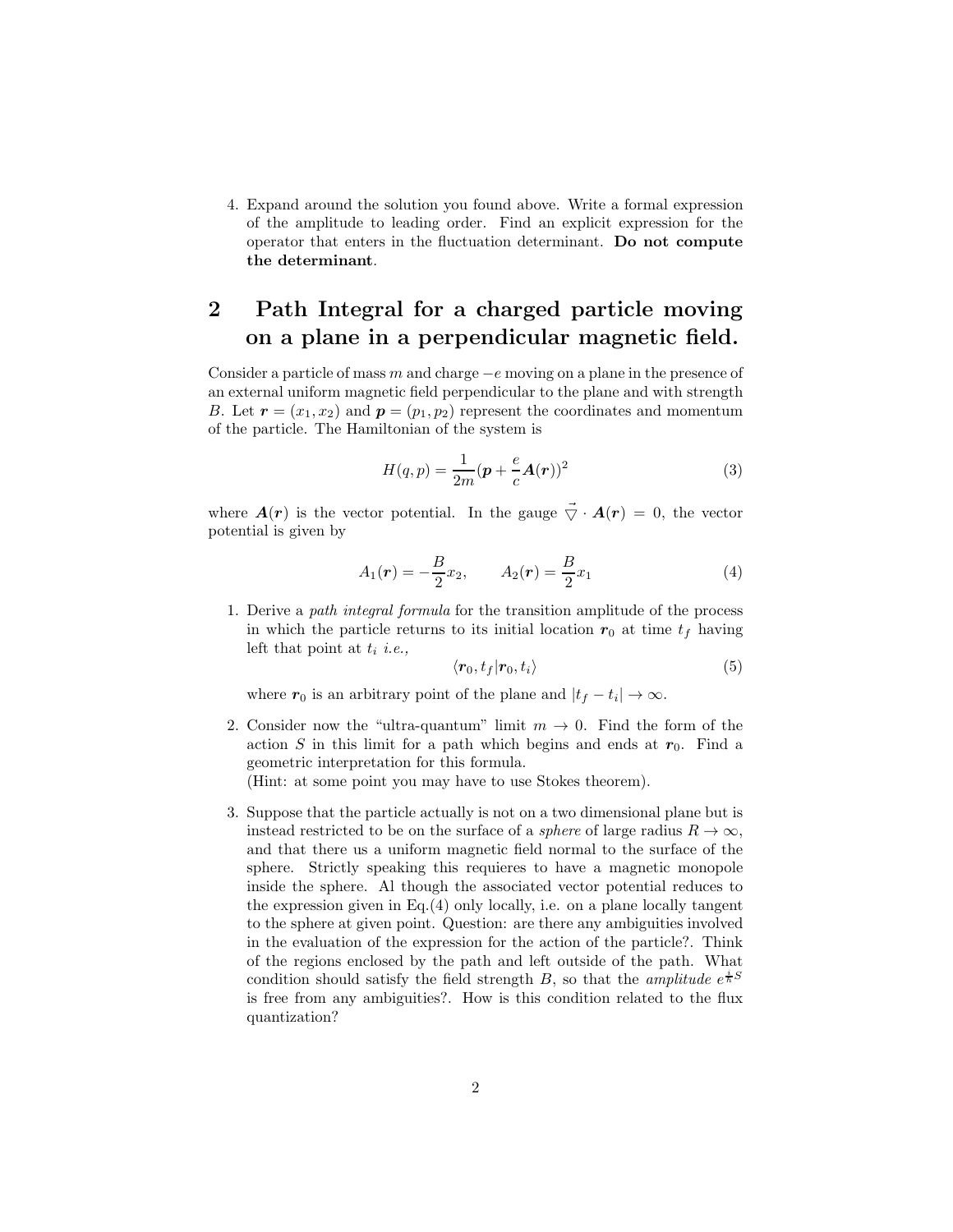4. Expand around the solution you found above. Write a formal expression of the amplitude to leading order. Find an explicit expression for the operator that enters in the fluctuation determinant. **Do not compute the determinant**.

## 2 Path Integral for a charged particle moving on a plane in a perpendicular magnetic field.

Consider a particle of mass $m$ and charge $-e$ moving on a plane in the presence of an external uniform magnetic field perpendicular to the plane and with strength $B$. Let $\boldsymbol{r} = (x_1, x_2)$ and $\boldsymbol{p} = (p_1, p_2)$ represent the coordinates and momentum of the particle. The Hamiltonian of the system is

$$H(q, p) = \frac{1}{2m}(\boldsymbol{p} + \frac{e}{c}\boldsymbol{A}(\boldsymbol{r}))^2 \tag{3}$$

where $\boldsymbol{A}(\boldsymbol{r})$ is the vector potential. In the gauge $\vec{\bigtriangledown} \cdot \boldsymbol{A}(\boldsymbol{r}) = 0$, the vector potential is given by

$$A_1(\boldsymbol{r}) = -\frac{B}{2}x_2, \qquad A_2(\boldsymbol{r}) = \frac{B}{2}x_1 \tag{4}$$

1. Derive a *path integral formula* for the transition amplitude of the process in which the particle returns to its initial location $\boldsymbol{r}_0$ at time $t_f$ having left that point at $t_i$ *i.e.,*

$$\langle \boldsymbol{r}_0, t_f | \boldsymbol{r}_0, t_i \rangle \tag{5}$$

   where $\boldsymbol{r}_0$ is an arbitrary point of the plane and $|t_f - t_i| \to \infty$.

2. Consider now the "ultra-quantum" limit $m \to 0$. Find the form of the action $S$ in this limit for a path which begins and ends at $\boldsymbol{r}_0$. Find a geometric interpretation for this formula.
   (Hint: at some point you may have to use Stokes theorem).

3. Suppose that the particle actually is not on a two dimensional plane but is instead restricted to be on the surface of a *sphere* of large radius $R \to \infty$, and that there us a uniform magnetic field normal to the surface of the sphere. Strictly speaking this requieres to have a magnetic monopole inside the sphere. Al though the associated vector potential reduces to the expression given in Eq.(4) only locally, i.e. on a plane locally tangent to the sphere at given point. Question: are there any ambiguities involved in the evaluation of the expression for the action of the particle?. Think of the regions enclosed by the path and left outside of the path. What condition should satisfy the field strength $B$, so that the *amplitude* $e^{\frac{i}{\hbar}S}$ is free from any ambiguities?. How is this condition related to the flux quantization?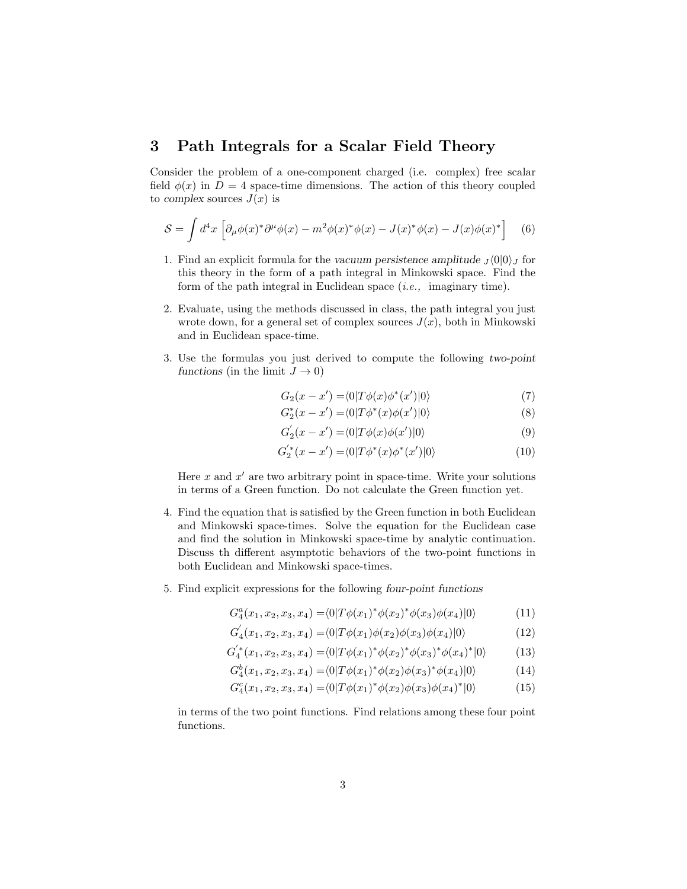## 3 Path Integrals for a Scalar Field Theory

Consider the problem of a one-component charged (i.e. complex) free scalar field $\phi(x)$ in $D = 4$ space-time dimensions. The action of this theory coupled to *complex* sources $J(x)$ is

$$\mathcal{S} = \int d^4x \left[ \partial_\mu \phi(x)^* \partial^\mu \phi(x) - m^2 \phi(x)^* \phi(x) - J(x)^* \phi(x) - J(x) \phi(x)^* \right] \tag{6}$$

1. Find an explicit formula for the *vacuum persistence amplitude* ${}_J\langle 0|0\rangle_J$ for this theory in the form of a path integral in Minkowski space. Find the form of the path integral in Euclidean space (*i.e.,* imaginary time).

2. Evaluate, using the methods discussed in class, the path integral you just wrote down, for a general set of complex sources $J(x)$, both in Minkowski and in Euclidean space-time.

3. Use the formulas you just derived to compute the following *two-point functions* (in the limit $J \to 0$)

$$G_2(x - x') = \langle 0|T\phi(x)\phi^*(x')|0\rangle \tag{7}$$
$$G_2^*(x - x') = \langle 0|T\phi^*(x)\phi(x')|0\rangle \tag{8}$$
$$G_2^{'}(x - x') = \langle 0|T\phi(x)\phi(x')|0\rangle \tag{9}$$
$$G_2^{'*}(x - x') = \langle 0|T\phi^*(x)\phi^*(x')|0\rangle \tag{10}$$

   Here $x$ and $x'$ are two arbitrary point in space-time. Write your solutions in terms of a Green function. Do not calculate the Green function yet.

4. Find the equation that is satisfied by the Green function in both Euclidean and Minkowski space-times. Solve the equation for the Euclidean case and find the solution in Minkowski space-time by analytic continuation. Discuss th different asymptotic behaviors of the two-point functions in both Euclidean and Minkowski space-times.

5. Find explicit expressions for the following *four-point functions*

$$G_4^a(x_1, x_2, x_3, x_4) = \langle 0|T\phi(x_1)^*\phi(x_2)^*\phi(x_3)\phi(x_4)|0\rangle \tag{11}$$
$$G_4^{'}(x_1, x_2, x_3, x_4) = \langle 0|T\phi(x_1)\phi(x_2)\phi(x_3)\phi(x_4)|0\rangle \tag{12}$$
$$G_4^{'*}(x_1, x_2, x_3, x_4) = \langle 0|T\phi(x_1)^*\phi(x_2)^*\phi(x_3)^*\phi(x_4)^*|0\rangle \tag{13}$$
$$G_4^b(x_1, x_2, x_3, x_4) = \langle 0|T\phi(x_1)^*\phi(x_2)\phi(x_3)^*\phi(x_4)|0\rangle \tag{14}$$
$$G_4^c(x_1, x_2, x_3, x_4) = \langle 0|T\phi(x_1)^*\phi(x_2)\phi(x_3)\phi(x_4)^*|0\rangle \tag{15}$$

   in terms of the two point functions. Find relations among these four point functions.